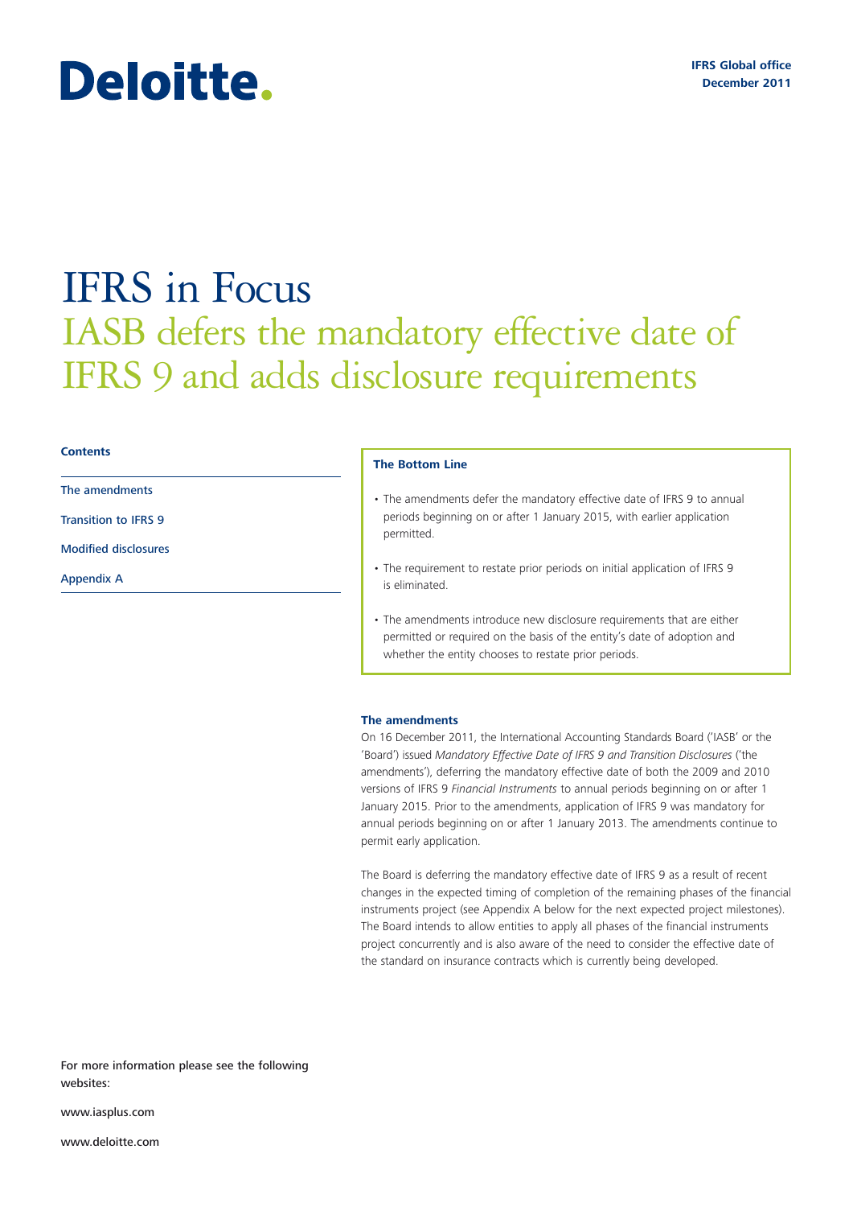Deloitte.

IFRS Global office
December 2011

# IFRS in Focus

## IASB defers the mandatory effective date of IFRS 9 and adds disclosure requirements

**Contents**

The amendments

Transition to IFRS 9

Modified disclosures

Appendix A

**The Bottom Line**

- The amendments defer the mandatory effective date of IFRS 9 to annual periods beginning on or after 1 January 2015, with earlier application permitted.
- The requirement to restate prior periods on initial application of IFRS 9 is eliminated.
- The amendments introduce new disclosure requirements that are either permitted or required on the basis of the entity's date of adoption and whether the entity chooses to restate prior periods.

### The amendments

On 16 December 2011, the International Accounting Standards Board ('IASB' or the 'Board') issued *Mandatory Effective Date of IFRS 9 and Transition Disclosures* ('the amendments'), deferring the mandatory effective date of both the 2009 and 2010 versions of IFRS 9 *Financial Instruments* to annual periods beginning on or after 1 January 2015. Prior to the amendments, application of IFRS 9 was mandatory for annual periods beginning on or after 1 January 2013. The amendments continue to permit early application.

The Board is deferring the mandatory effective date of IFRS 9 as a result of recent changes in the expected timing of completion of the remaining phases of the financial instruments project (see Appendix A below for the next expected project milestones). The Board intends to allow entities to apply all phases of the financial instruments project concurrently and is also aware of the need to consider the effective date of the standard on insurance contracts which is currently being developed.

For more information please see the following websites:

www.iasplus.com

www.deloitte.com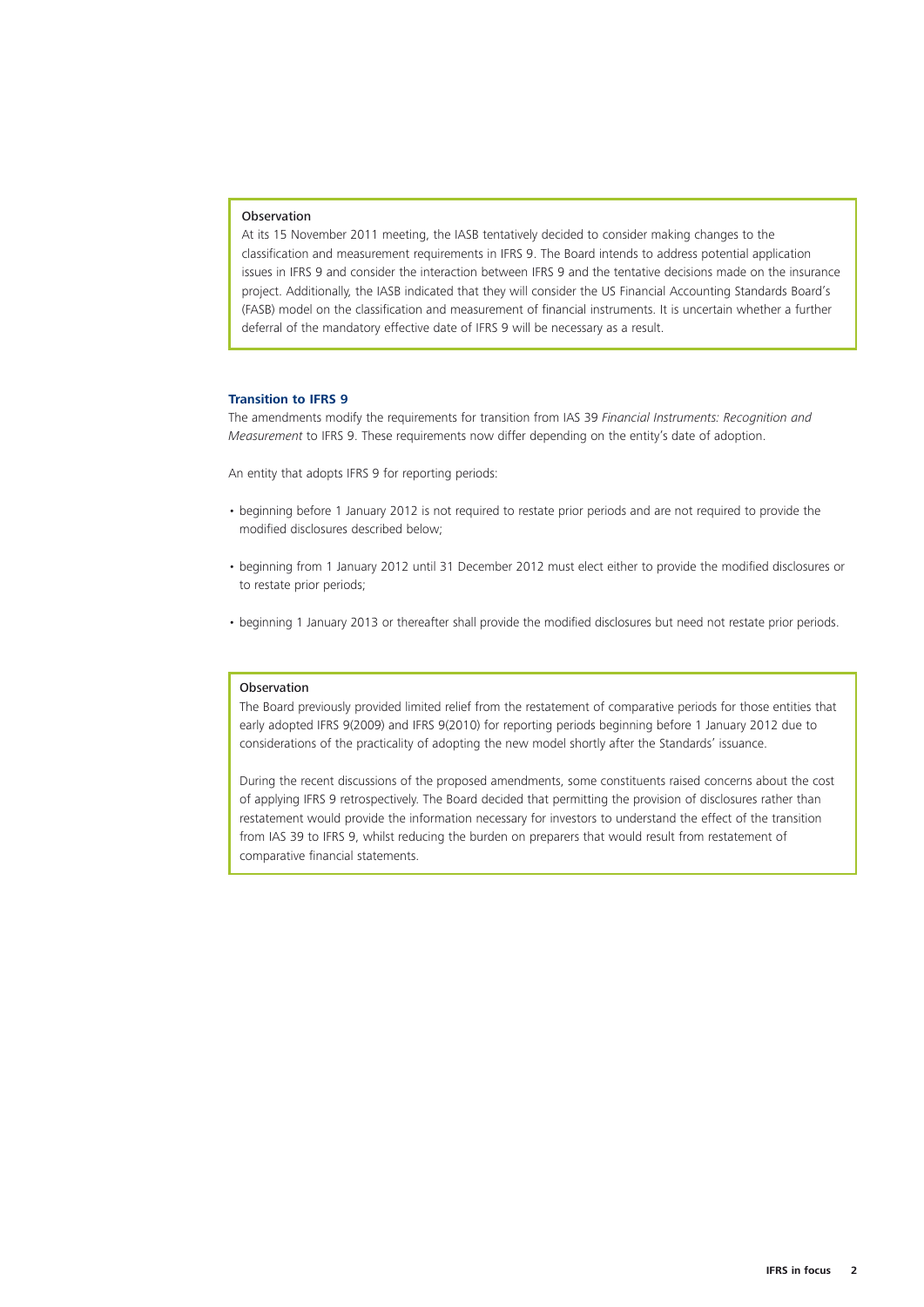**Observation**

At its 15 November 2011 meeting, the IASB tentatively decided to consider making changes to the classification and measurement requirements in IFRS 9. The Board intends to address potential application issues in IFRS 9 and consider the interaction between IFRS 9 and the tentative decisions made on the insurance project. Additionally, the IASB indicated that they will consider the US Financial Accounting Standards Board's (FASB) model on the classification and measurement of financial instruments. It is uncertain whether a further deferral of the mandatory effective date of IFRS 9 will be necessary as a result.

## Transition to IFRS 9

The amendments modify the requirements for transition from IAS 39 *Financial Instruments: Recognition and Measurement* to IFRS 9. These requirements now differ depending on the entity's date of adoption.

An entity that adopts IFRS 9 for reporting periods:

- beginning before 1 January 2012 is not required to restate prior periods and are not required to provide the modified disclosures described below;
- beginning from 1 January 2012 until 31 December 2012 must elect either to provide the modified disclosures or to restate prior periods;
- beginning 1 January 2013 or thereafter shall provide the modified disclosures but need not restate prior periods.

**Observation**

The Board previously provided limited relief from the restatement of comparative periods for those entities that early adopted IFRS 9(2009) and IFRS 9(2010) for reporting periods beginning before 1 January 2012 due to considerations of the practicality of adopting the new model shortly after the Standards' issuance.

During the recent discussions of the proposed amendments, some constituents raised concerns about the cost of applying IFRS 9 retrospectively. The Board decided that permitting the provision of disclosures rather than restatement would provide the information necessary for investors to understand the effect of the transition from IAS 39 to IFRS 9, whilst reducing the burden on preparers that would result from restatement of comparative financial statements.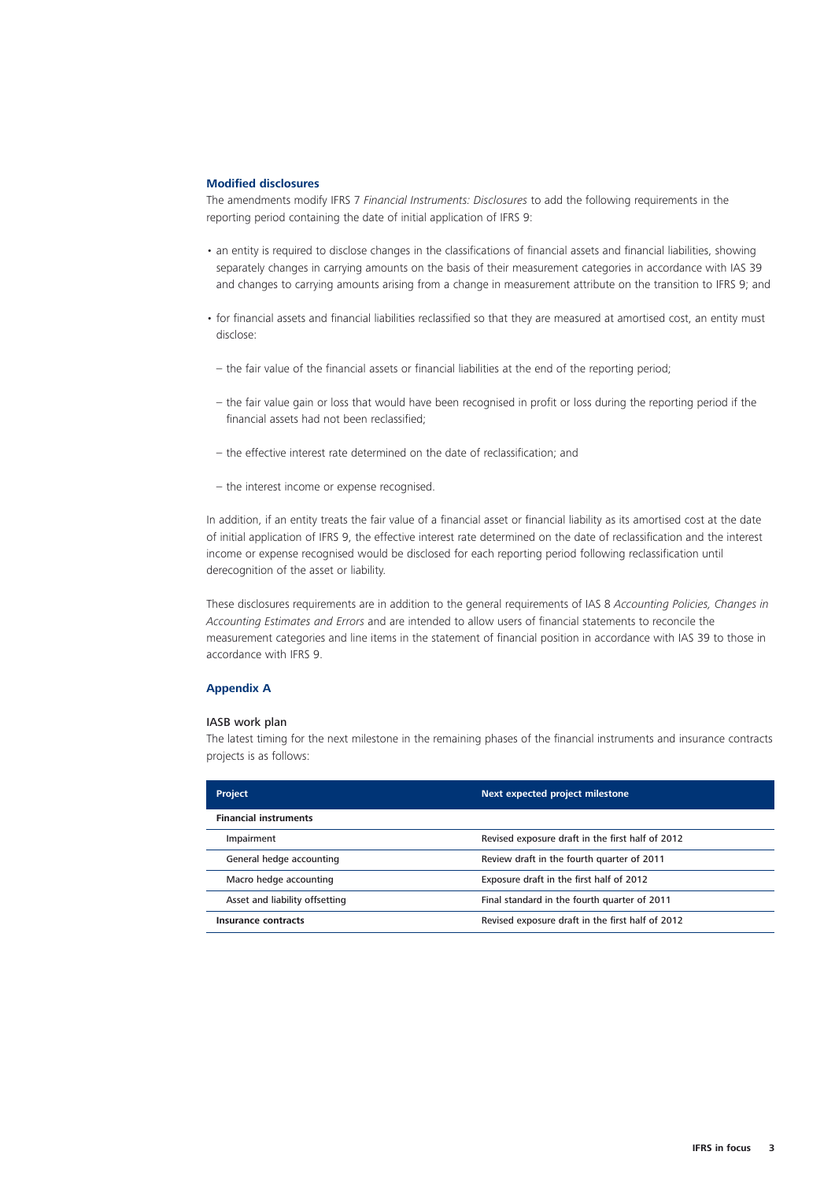### Modified disclosures

The amendments modify IFRS 7 *Financial Instruments: Disclosures* to add the following requirements in the reporting period containing the date of initial application of IFRS 9:

- an entity is required to disclose changes in the classifications of financial assets and financial liabilities, showing separately changes in carrying amounts on the basis of their measurement categories in accordance with IAS 39 and changes to carrying amounts arising from a change in measurement attribute on the transition to IFRS 9; and
- for financial assets and financial liabilities reclassified so that they are measured at amortised cost, an entity must disclose:
  - the fair value of the financial assets or financial liabilities at the end of the reporting period;
  - the fair value gain or loss that would have been recognised in profit or loss during the reporting period if the financial assets had not been reclassified;
  - the effective interest rate determined on the date of reclassification; and
  - the interest income or expense recognised.

In addition, if an entity treats the fair value of a financial asset or financial liability as its amortised cost at the date of initial application of IFRS 9, the effective interest rate determined on the date of reclassification and the interest income or expense recognised would be disclosed for each reporting period following reclassification until derecognition of the asset or liability.

These disclosures requirements are in addition to the general requirements of IAS 8 *Accounting Policies, Changes in Accounting Estimates and Errors* and are intended to allow users of financial statements to reconcile the measurement categories and line items in the statement of financial position in accordance with IAS 39 to those in accordance with IFRS 9.

### Appendix A

IASB work plan

The latest timing for the next milestone in the remaining phases of the financial instruments and insurance contracts projects is as follows:

| Project | Next expected project milestone |
|---|---|
| **Financial instruments** | |
| Impairment | Revised exposure draft in the first half of 2012 |
| General hedge accounting | Review draft in the fourth quarter of 2011 |
| Macro hedge accounting | Exposure draft in the first half of 2012 |
| Asset and liability offsetting | Final standard in the fourth quarter of 2011 |
| **Insurance contracts** | Revised exposure draft in the first half of 2012 |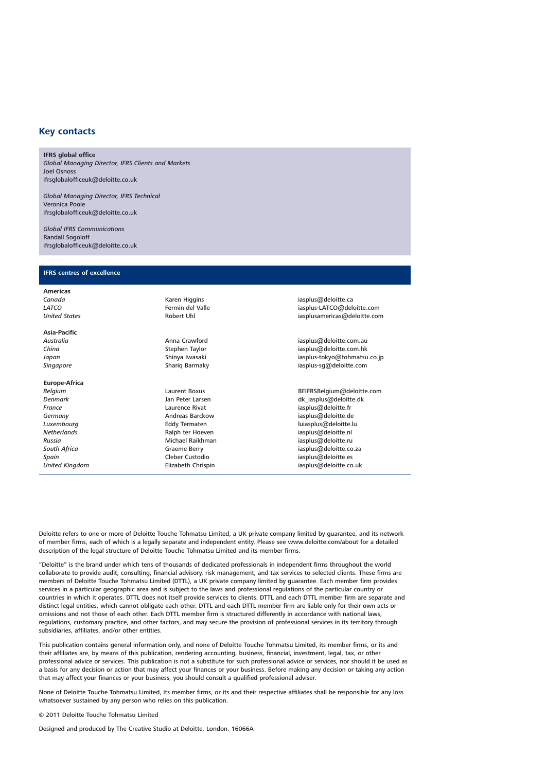## Key contacts

**IFRS global office**
*Global Managing Director, IFRS Clients and Markets*
Joel Osnoss
ifrsglobalofficeuk@deloitte.co.uk

*Global Managing Director, IFRS Technical*
Veronica Poole
ifrsglobalofficeuk@deloitte.co.uk

*Global IFRS Communications*
Randall Sogoloff
ifrsglobalofficeuk@deloitte.co.uk

**IFRS centres of excellence**

| | | |
|---|---|---|
| **Americas** | | |
| *Canada* | Karen Higgins | iasplus@deloitte.ca |
| *LATCO* | Fermin del Valle | iasplus-LATCO@deloitte.com |
| *United States* | Robert Uhl | iasplusamericas@deloitte.com |
| **Asia-Pacific** | | |
| *Australia* | Anna Crawford | iasplus@deloitte.com.au |
| *China* | Stephen Taylor | iasplus@deloitte.com.hk |
| *Japan* | Shinya Iwasaki | iasplus-tokyo@tohmatsu.co.jp |
| *Singapore* | Shariq Barmaky | iasplus-sg@deloitte.com |
| **Europe-Africa** | | |
| *Belgium* | Laurent Boxus | BEIFRSBelgium@deloitte.com |
| *Denmark* | Jan Peter Larsen | dk_iasplus@deloitte.dk |
| *France* | Laurence Rivat | iasplus@deloitte.fr |
| *Germany* | Andreas Barckow | iasplus@deloitte.de |
| *Luxembourg* | Eddy Termaten | luiasplus@deloitte.lu |
| *Netherlands* | Ralph ter Hoeven | iasplus@deloitte.nl |
| *Russia* | Michael Raikhman | iasplus@deloitte.ru |
| *South Africa* | Graeme Berry | iasplus@deloitte.co.za |
| *Spain* | Cleber Custodio | iasplus@deloitte.es |
| *United Kingdom* | Elizabeth Chrispin | iasplus@deloitte.co.uk |

Deloitte refers to one or more of Deloitte Touche Tohmatsu Limited, a UK private company limited by guarantee, and its network of member firms, each of which is a legally separate and independent entity. Please see www.deloitte.com/about for a detailed description of the legal structure of Deloitte Touche Tohmatsu Limited and its member firms.

"Deloitte" is the brand under which tens of thousands of dedicated professionals in independent firms throughout the world collaborate to provide audit, consulting, financial advisory, risk management, and tax services to selected clients. These firms are members of Deloitte Touche Tohmatsu Limited (DTTL), a UK private company limited by guarantee. Each member firm provides services in a particular geographic area and is subject to the laws and professional regulations of the particular country or countries in which it operates. DTTL does not itself provide services to clients. DTTL and each DTTL member firm are separate and distinct legal entities, which cannot obligate each other. DTTL and each DTTL member firm are liable only for their own acts or omissions and not those of each other. Each DTTL member firm is structured differently in accordance with national laws, regulations, customary practice, and other factors, and may secure the provision of professional services in its territory through subsidiaries, affiliates, and/or other entities.

This publication contains general information only, and none of Deloitte Touche Tohmatsu Limited, its member firms, or its and their affiliates are, by means of this publication, rendering accounting, business, financial, investment, legal, tax, or other professional advice or services. This publication is not a substitute for such professional advice or services, nor should it be used as a basis for any decision or action that may affect your finances or your business. Before making any decision or taking any action that may affect your finances or your business, you should consult a qualified professional adviser.

None of Deloitte Touche Tohmatsu Limited, its member firms, or its and their respective affiliates shall be responsible for any loss whatsoever sustained by any person who relies on this publication.

© 2011 Deloitte Touche Tohmatsu Limited

Designed and produced by The Creative Studio at Deloitte, London. 16066A